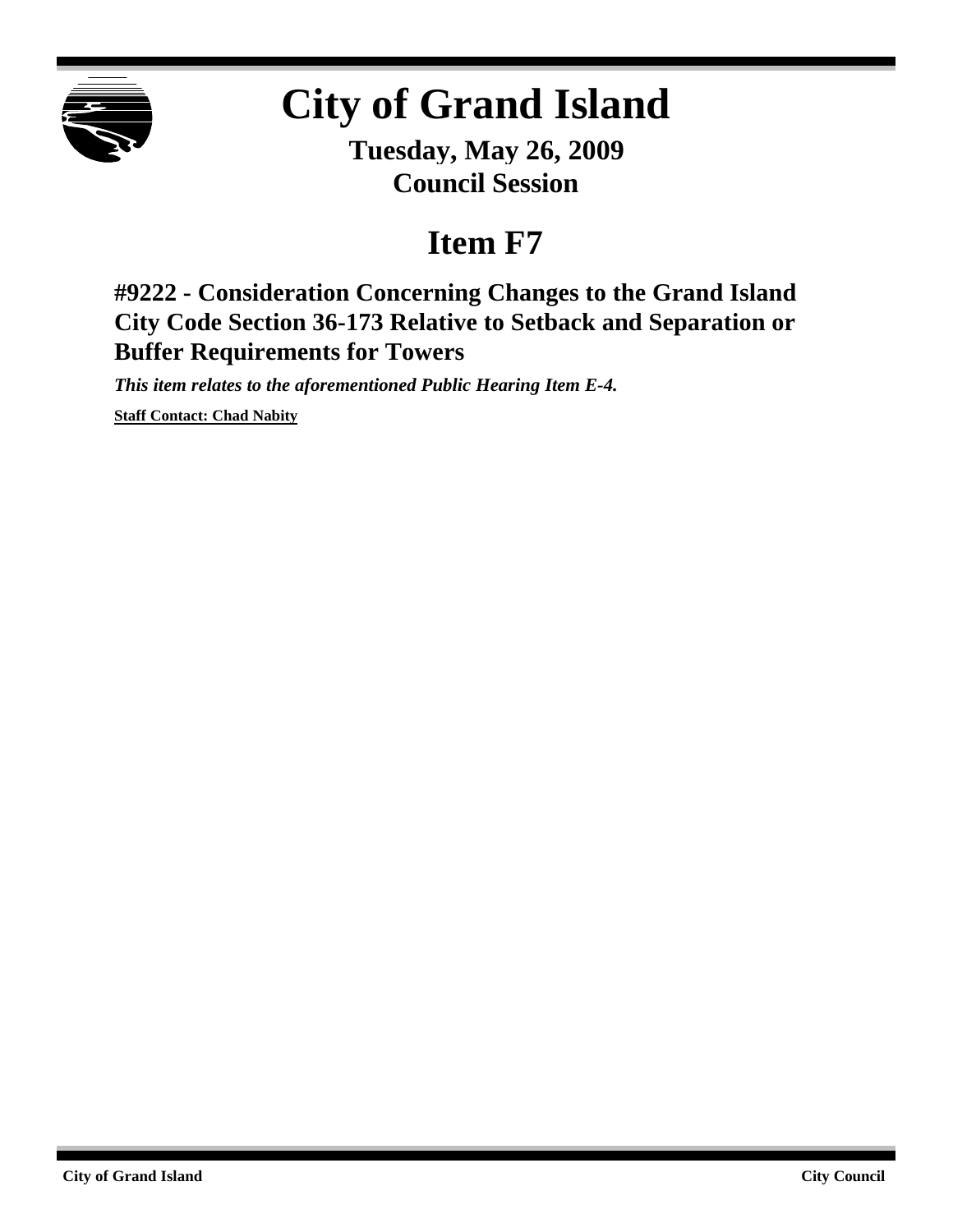# City of Grand Island

**Tuesday, May 26, 2009**
**Council Session**

# Item F7

## #9222 - Consideration Concerning Changes to the Grand Island City Code Section 36-173 Relative to Setback and Separation or Buffer Requirements for Towers

***This item relates to the aforementioned Public Hearing Item E-4.***

**Staff Contact: Chad Nabity**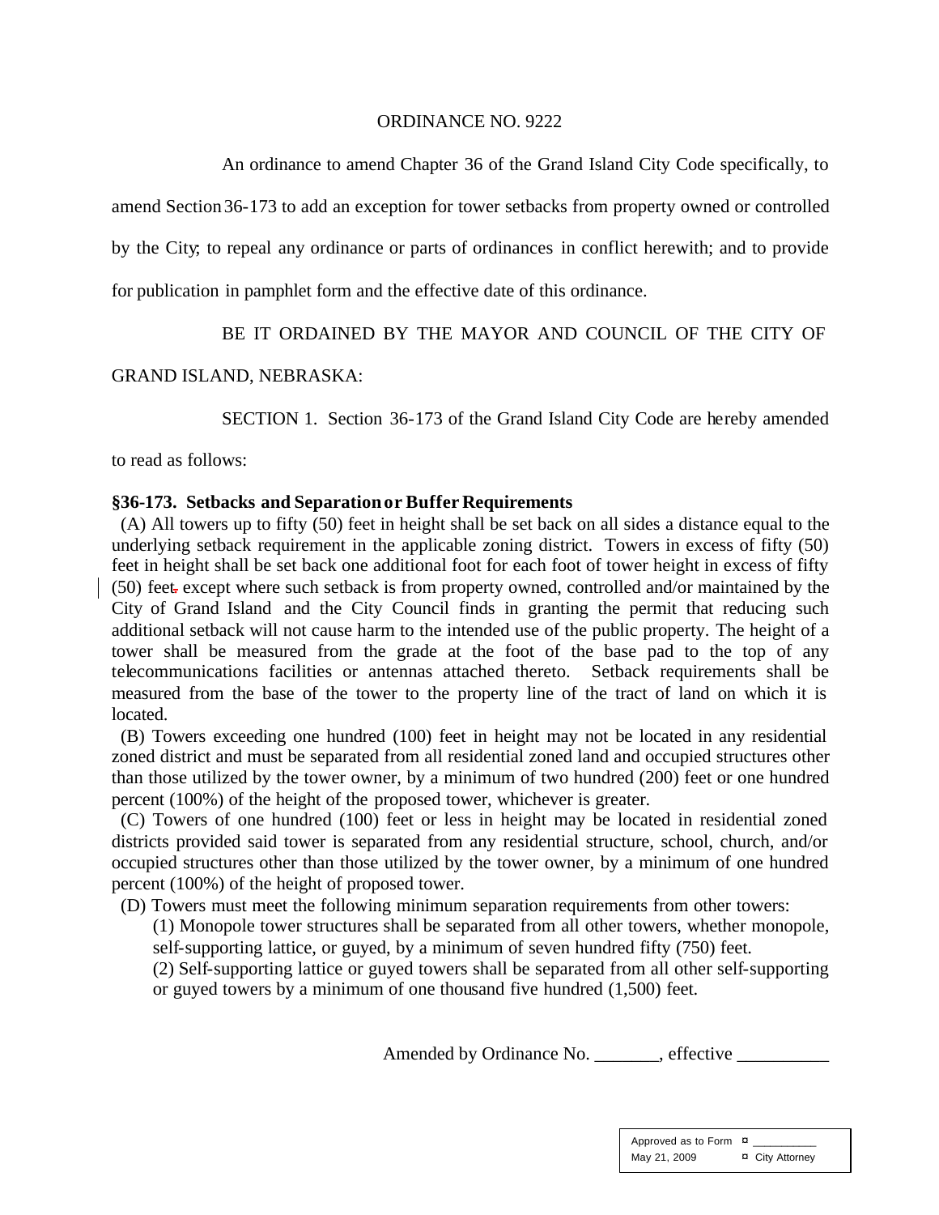ORDINANCE NO. 9222

An ordinance to amend Chapter 36 of the Grand Island City Code specifically, to amend Section 36-173 to add an exception for tower setbacks from property owned or controlled by the City; to repeal any ordinance or parts of ordinances in conflict herewith; and to provide for publication in pamphlet form and the effective date of this ordinance.

BE IT ORDAINED BY THE MAYOR AND COUNCIL OF THE CITY OF GRAND ISLAND, NEBRASKA:

SECTION 1. Section 36-173 of the Grand Island City Code are hereby amended to read as follows:

**§36-173. Setbacks and Separation or Buffer Requirements**

(A) All towers up to fifty (50) feet in height shall be set back on all sides a distance equal to the underlying setback requirement in the applicable zoning district. Towers in excess of fifty (50) feet in height shall be set back one additional foot for each foot of tower height in excess of fifty (50) feet. except where such setback is from property owned, controlled and/or maintained by the City of Grand Island and the City Council finds in granting the permit that reducing such additional setback will not cause harm to the intended use of the public property. The height of a tower shall be measured from the grade at the foot of the base pad to the top of any telecommunications facilities or antennas attached thereto. Setback requirements shall be measured from the base of the tower to the property line of the tract of land on which it is located.

(B) Towers exceeding one hundred (100) feet in height may not be located in any residential zoned district and must be separated from all residential zoned land and occupied structures other than those utilized by the tower owner, by a minimum of two hundred (200) feet or one hundred percent (100%) of the height of the proposed tower, whichever is greater.

(C) Towers of one hundred (100) feet or less in height may be located in residential zoned districts provided said tower is separated from any residential structure, school, church, and/or occupied structures other than those utilized by the tower owner, by a minimum of one hundred percent (100%) of the height of proposed tower.

(D) Towers must meet the following minimum separation requirements from other towers:

(1) Monopole tower structures shall be separated from all other towers, whether monopole, self-supporting lattice, or guyed, by a minimum of seven hundred fifty (750) feet.

(2) Self-supporting lattice or guyed towers shall be separated from all other self-supporting or guyed towers by a minimum of one thousand five hundred (1,500) feet.

Amended by Ordinance No. _______, effective __________

| Approved as to Form | ¤ __________ |
| --- | --- |
| May 21, 2009 | ¤ City Attorney |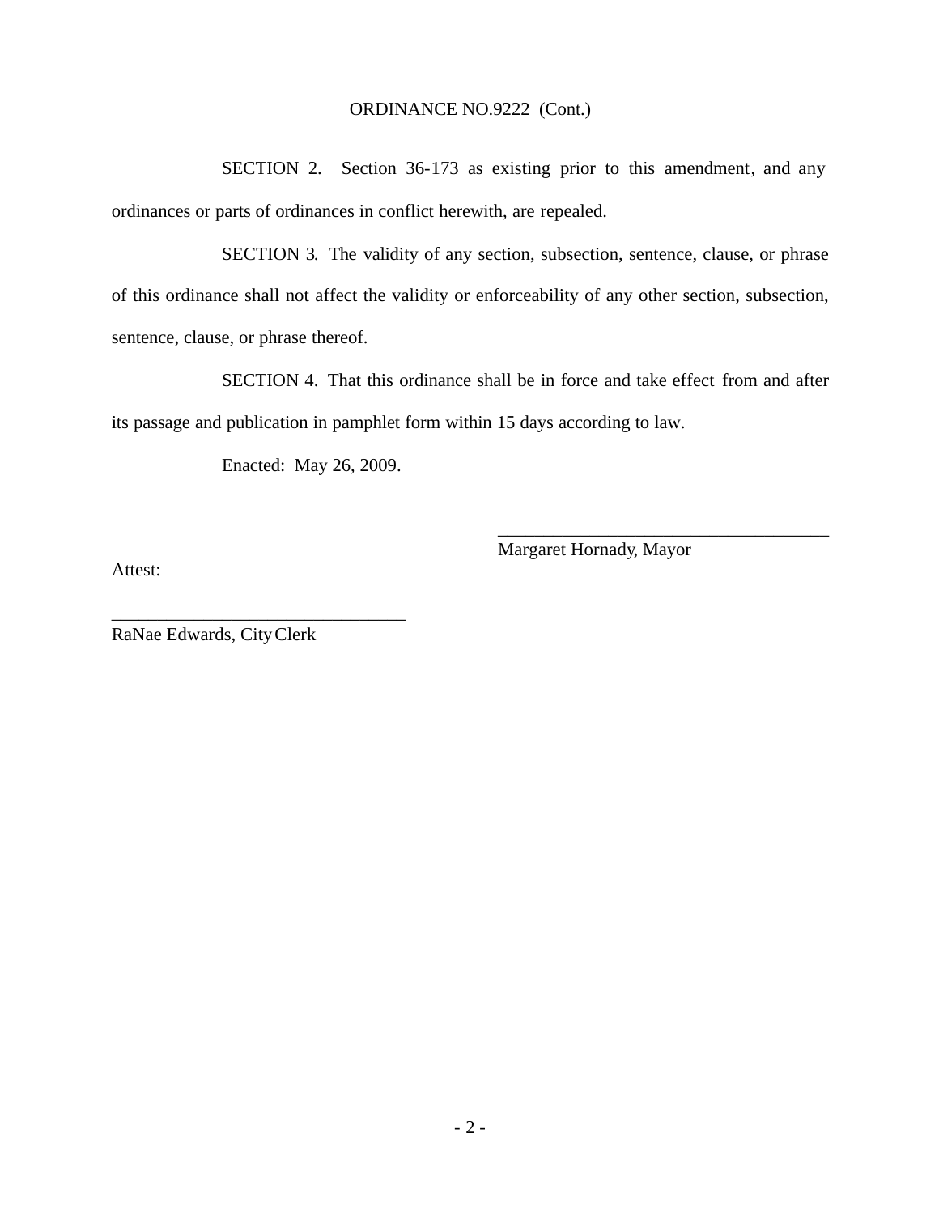ORDINANCE NO.9222 (Cont.)

SECTION 2. Section 36-173 as existing prior to this amendment, and any ordinances or parts of ordinances in conflict herewith, are repealed.

SECTION 3. The validity of any section, subsection, sentence, clause, or phrase of this ordinance shall not affect the validity or enforceability of any other section, subsection, sentence, clause, or phrase thereof.

SECTION 4. That this ordinance shall be in force and take effect from and after its passage and publication in pamphlet form within 15 days according to law.

Enacted: May 26, 2009.

_____________________________________
Margaret Hornady, Mayor

Attest:

_________________________________
RaNae Edwards, City Clerk